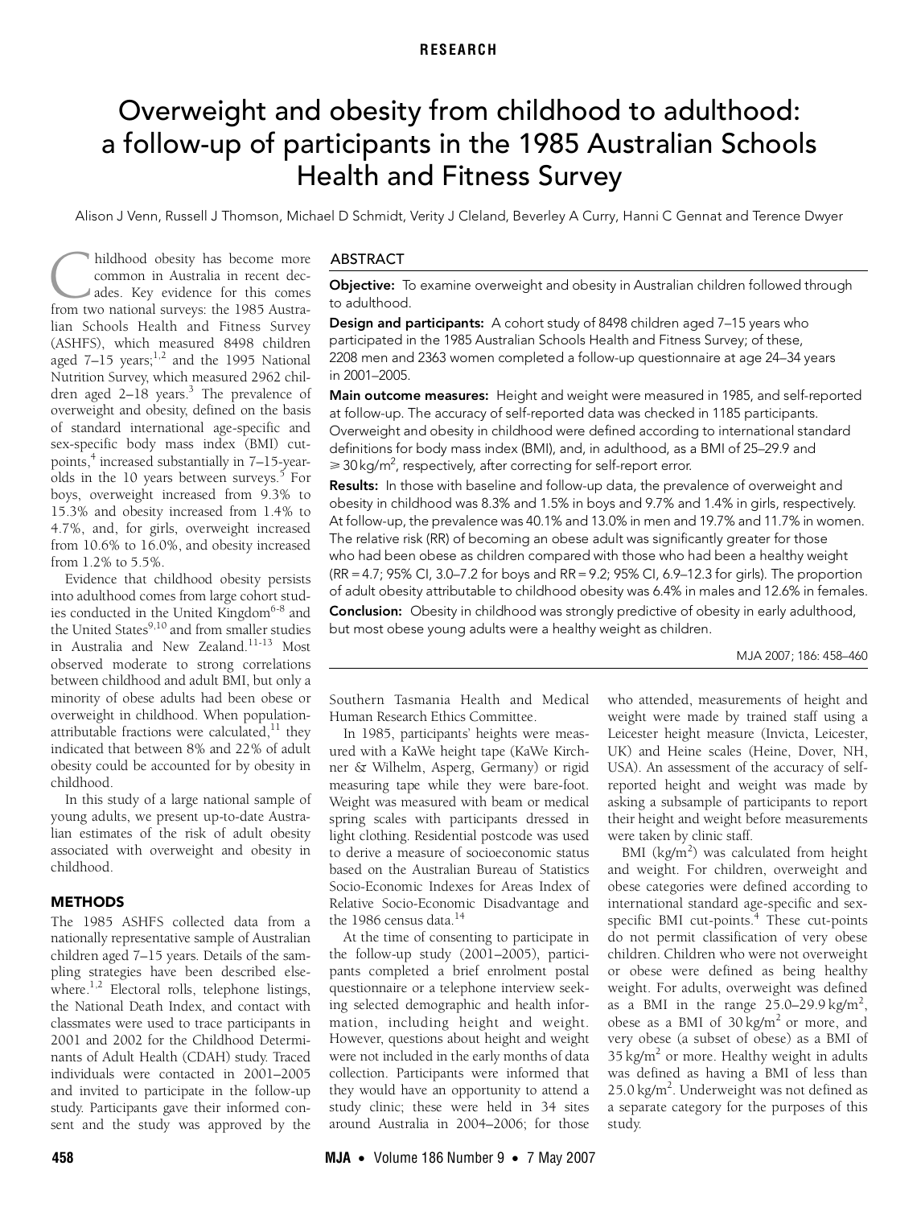RESEARCH

# Overweight and obesity from childhood to adulthood: a follow-up of participants in the 1985 Australian Schools Health and Fitness Survey

Alison J Venn, Russell J Thomson, Michael D Schmidt, Verity J Cleland, Beverley A Curry, Hanni C Gennat and Terence Dwyer

## ABSTRACT

**Objective:** To examine overweight and obesity in Australian children followed through to adulthood.

**Design and participants:** A cohort study of 8498 children aged 7–15 years who participated in the 1985 Australian Schools Health and Fitness Survey; of these, 2208 men and 2363 women completed a follow-up questionnaire at age 24–34 years in 2001–2005.

**Main outcome measures:** Height and weight were measured in 1985, and self-reported at follow-up. The accuracy of self-reported data was checked in 1185 participants. Overweight and obesity in childhood were defined according to international standard definitions for body mass index (BMI), and, in adulthood, as a BMI of 25–29.9 and $\geq 30\,kg/m^2$, respectively, after correcting for self-report error.

**Results:** In those with baseline and follow-up data, the prevalence of overweight and obesity in childhood was 8.3% and 1.5% in boys and 9.7% and 1.4% in girls, respectively. At follow-up, the prevalence was 40.1% and 13.0% in men and 19.7% and 11.7% in women. The relative risk (RR) of becoming an obese adult was significantly greater for those who had been obese as children compared with those who had been a healthy weight (RR = 4.7; 95% CI, 3.0–7.2 for boys and RR = 9.2; 95% CI, 6.9–12.3 for girls). The proportion of adult obesity attributable to childhood obesity was 6.4% in males and 12.6% in females.

**Conclusion:** Obesity in childhood was strongly predictive of obesity in early adulthood, but most obese young adults were a healthy weight as children.

MJA 2007; 186: 458–460

Childhood obesity has become more common in Australia in recent decades. Key evidence for this comes from two national surveys: the 1985 Australian Schools Health and Fitness Survey (ASHFS), which measured 8498 children aged 7–15 years;[1,2] and the 1995 National Nutrition Survey, which measured 2962 children aged 2–18 years.[3] The prevalence of overweight and obesity, defined on the basis of standard international age-specific and sex-specific body mass index (BMI) cut-points,[4] increased substantially in 7–15-year-olds in the 10 years between surveys.[5] For boys, overweight increased from 9.3% to 15.3% and obesity increased from 1.4% to 4.7%, and, for girls, overweight increased from 10.6% to 16.0%, and obesity increased from 1.2% to 5.5%.

Evidence that childhood obesity persists into adulthood comes from large cohort studies conducted in the United Kingdom[6-8] and the United States[9,10] and from smaller studies in Australia and New Zealand.[11-13] Most observed moderate to strong correlations between childhood and adult BMI, but only a minority of obese adults had been obese or overweight in childhood. When population-attributable fractions were calculated,[11] they indicated that between 8% and 22% of adult obesity could be accounted for by obesity in childhood.

In this study of a large national sample of young adults, we present up-to-date Australian estimates of the risk of adult obesity associated with overweight and obesity in childhood.

## METHODS

The 1985 ASHFS collected data from a nationally representative sample of Australian children aged 7–15 years. Details of the sampling strategies have been described elsewhere.[1,2] Electoral rolls, telephone listings, the National Death Index, and contact with classmates were used to trace participants in 2001 and 2002 for the Childhood Determinants of Adult Health (CDAH) study. Traced individuals were contacted in 2001–2005 and invited to participate in the follow-up study. Participants gave their informed consent and the study was approved by the Southern Tasmania Health and Medical Human Research Ethics Committee.

In 1985, participants' heights were measured with a KaWe height tape (KaWe Kirchner & Wilhelm, Asperg, Germany) or rigid measuring tape while they were bare-foot. Weight was measured with beam or medical spring scales with participants dressed in light clothing. Residential postcode was used to derive a measure of socioeconomic status based on the Australian Bureau of Statistics Socio-Economic Indexes for Areas Index of Relative Socio-Economic Disadvantage and the 1986 census data.[14]

At the time of consenting to participate in the follow-up study (2001–2005), participants completed a brief enrolment postal questionnaire or a telephone interview seeking selected demographic and health information, including height and weight. However, questions about height and weight were not included in the early months of data collection. Participants were informed that they would have an opportunity to attend a study clinic; these were held in 34 sites around Australia in 2004–2006; for those who attended, measurements of height and weight were made by trained staff using a Leicester height measure (Invicta, Leicester, UK) and Heine scales (Heine, Dover, NH, USA). An assessment of the accuracy of self-reported height and weight was made by asking a subsample of participants to report their height and weight before measurements were taken by clinic staff.

BMI ($kg/m^2$) was calculated from height and weight. For children, overweight and obese categories were defined according to international standard age-specific and sex-specific BMI cut-points.[4] These cut-points do not permit classification of very obese children. Children who were not overweight or obese were defined as being healthy weight. For adults, overweight was defined as a BMI in the range $25.0–29.9\,kg/m^2$, obese as a BMI of $30\,kg/m^2$ or more, and very obese (a subset of obese) as a BMI of $35\,kg/m^2$ or more. Healthy weight in adults was defined as having a BMI of less than $25.0\,kg/m^2$. Underweight was not defined as a separate category for the purposes of this study.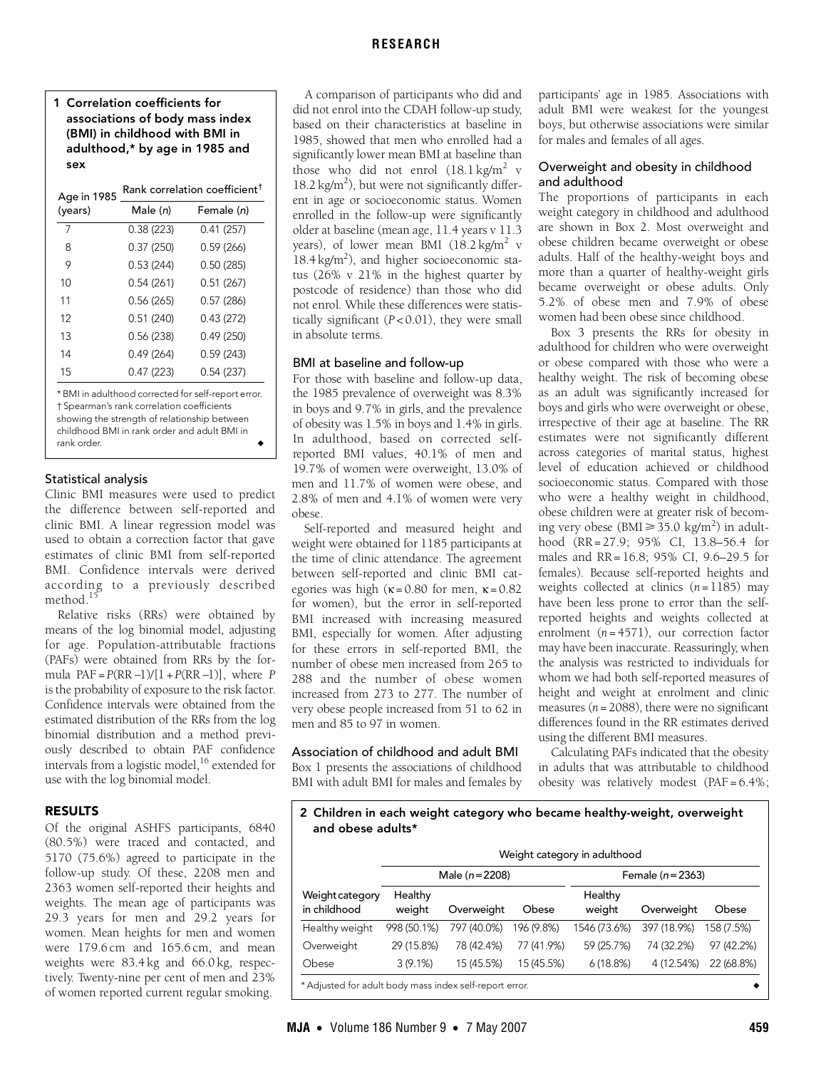**1 Correlation coefficients for associations of body mass index (BMI) in childhood with BMI in adulthood,* by age in 1985 and sex**

| Age in 1985 (years) | Rank correlation coefficient† | |
|---|---|---|
| | Male (n) | Female (n) |
| 7 | 0.38 (223) | 0.41 (257) |
| 8 | 0.37 (250) | 0.59 (266) |
| 9 | 0.53 (244) | 0.50 (285) |
| 10 | 0.54 (261) | 0.51 (267) |
| 11 | 0.56 (265) | 0.57 (286) |
| 12 | 0.51 (240) | 0.43 (272) |
| 13 | 0.56 (238) | 0.49 (250) |
| 14 | 0.49 (264) | 0.59 (243) |
| 15 | 0.47 (223) | 0.54 (237) |

* BMI in adulthood corrected for self-report error. † Spearman's rank correlation coefficients showing the strength of relationship between childhood BMI in rank order and adult BMI in rank order. ◆

### Statistical analysis

Clinic BMI measures were used to predict the difference between self-reported and clinic BMI. A linear regression model was used to obtain a correction factor that gave estimates of clinic BMI from self-reported BMI. Confidence intervals were derived according to a previously described method.[15]

Relative risks (RRs) were obtained by means of the log binomial model, adjusting for age. Population-attributable fractions (PAFs) were obtained from RRs by the formula $PAF = P(RR-1)/[1 + P(RR-1)]$, where $P$ is the probability of exposure to the risk factor. Confidence intervals were obtained from the estimated distribution of the RRs from the log binomial distribution and a method previously described to obtain PAF confidence intervals from a logistic model,[16] extended for use with the log binomial model.

## RESULTS

Of the original ASHFS participants, 6840 (80.5%) were traced and contacted, and 5170 (75.6%) agreed to participate in the follow-up study. Of these, 2208 men and 2363 women self-reported their heights and weights. The mean age of participants was 29.3 years for men and 29.2 years for women. Mean heights for men and women were 179.6 cm and 165.6 cm, and mean weights were 83.4 kg and 66.0 kg, respectively. Twenty-nine per cent of men and 23% of women reported current regular smoking.

A comparison of participants who did and did not enrol into the CDAH follow-up study, based on their characteristics at baseline in 1985, showed that men who enrolled had a significantly lower mean BMI at baseline than those who did not enrol (18.1 kg/m$^2$ v 18.2 kg/m$^2$), but were not significantly different in age or socioeconomic status. Women enrolled in the follow-up were significantly older at baseline (mean age, 11.4 years v 11.3 years), of lower mean BMI (18.2 kg/m$^2$ v 18.4 kg/m$^2$), and higher socioeconomic status (26% v 21% in the highest quarter by postcode of residence) than those who did not enrol. While these differences were statistically significant ($P < 0.01$), they were small in absolute terms.

### BMI at baseline and follow-up

For those with baseline and follow-up data, the 1985 prevalence of overweight was 8.3% in boys and 9.7% in girls, and the prevalence of obesity was 1.5% in boys and 1.4% in girls. In adulthood, based on corrected self-reported BMI values, 40.1% of men and 19.7% of women were overweight, 13.0% of men and 11.7% of women were obese, and 2.8% of men and 4.1% of women were very obese.

Self-reported and measured height and weight were obtained for 1185 participants at the time of clinic attendance. The agreement between self-reported and clinic BMI categories was high ($\kappa = 0.80$ for men, $\kappa = 0.82$ for women), but the error in self-reported BMI increased with increasing measured BMI, especially for women. After adjusting for these errors in self-reported BMI, the number of obese men increased from 265 to 288 and the number of obese women increased from 273 to 277. The number of very obese people increased from 51 to 62 in men and 85 to 97 in women.

### Association of childhood and adult BMI

Box 1 presents the associations of childhood BMI with adult BMI for males and females by participants' age in 1985. Associations with adult BMI were weakest for the youngest boys, but otherwise associations were similar for males and females of all ages.

### Overweight and obesity in childhood and adulthood

The proportions of participants in each weight category in childhood and adulthood are shown in Box 2. Most overweight and obese children became overweight or obese adults. Half of the healthy-weight boys and more than a quarter of healthy-weight girls became overweight or obese adults. Only 5.2% of obese men and 7.9% of obese women had been obese since childhood.

Box 3 presents the RRs for obesity in adulthood for children who were overweight or obese compared with those who were a healthy weight. The risk of becoming obese as an adult was significantly increased for boys and girls who were overweight or obese, irrespective of their age at baseline. The RR estimates were not significantly different across categories of marital status, highest level of education achieved or childhood socioeconomic status. Compared with those who were a healthy weight in childhood, obese children were at greater risk of becoming very obese (BMI ≥ 35.0 kg/m$^2$) in adulthood (RR = 27.9; 95% CI, 13.8–56.4 for males and RR = 16.8; 95% CI, 9.6–29.5 for females). Because self-reported heights and weights collected at clinics ($n = 1185$) may have been less prone to error than the self-reported heights and weights collected at enrolment ($n = 4571$), our correction factor may have been inaccurate. Reassuringly, when the analysis was restricted to individuals for whom we had both self-reported measures of height and weight at enrolment and clinic measures ($n = 2088$), there were no significant differences found in the RR estimates derived using the different BMI measures.

Calculating PAFs indicated that the obesity in adults that was attributable to childhood obesity was relatively modest (PAF = 6.4%;

**2 Children in each weight category who became healthy-weight, overweight and obese adults***

| Weight category in childhood | Weight category in adulthood | | | | | |
|---|---|---|---|---|---|---|
| | Male (n = 2208) | | | Female (n = 2363) | | |
| | Healthy weight | Overweight | Obese | Healthy weight | Overweight | Obese |
| Healthy weight | 998 (50.1%) | 797 (40.0%) | 196 (9.8%) | 1546 (73.6%) | 397 (18.9%) | 158 (7.5%) |
| Overweight | 29 (15.8%) | 78 (42.4%) | 77 (41.9%) | 59 (25.7%) | 74 (32.2%) | 97 (42.2%) |
| Obese | 3 (9.1%) | 15 (45.5%) | 15 (45.5%) | 6 (18.8%) | 4 (12.54%) | 22 (68.8%) |

* Adjusted for adult body mass index self-report error. ◆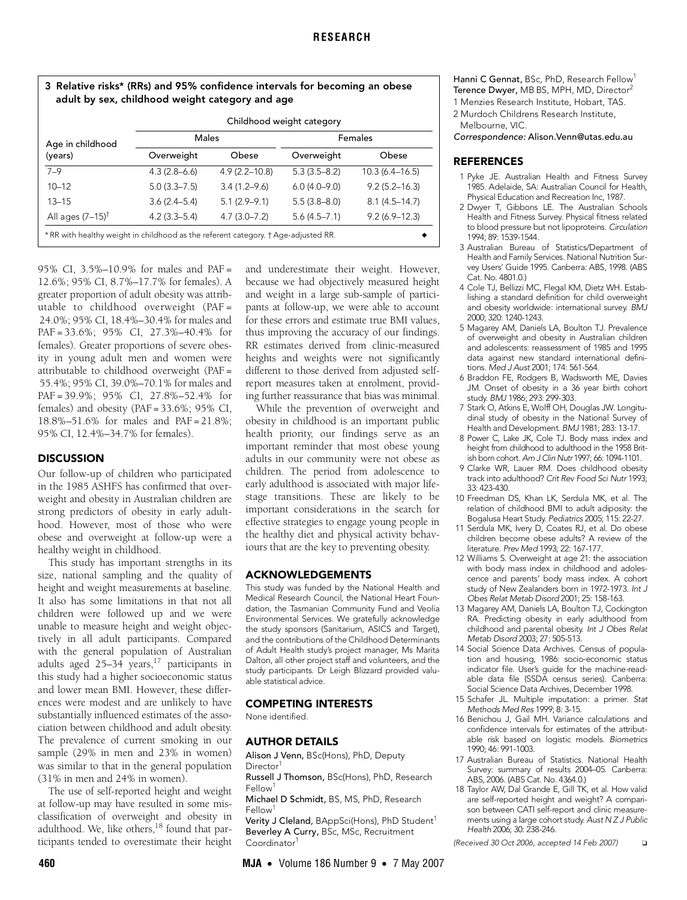**3 Relative risks* (RRs) and 95% confidence intervals for becoming an obese adult by sex, childhood weight category and age**

| Age in childhood (years) | Childhood weight category | | | |
|---|---|---|---|---|
| | Males | | Females | |
| | Overweight | Obese | Overweight | Obese |
| 7–9 | 4.3 (2.8–6.6) | 4.9 (2.2–10.8) | 5.3 (3.5–8.2) | 10.3 (6.4–16.5) |
| 10–12 | 5.0 (3.3–7.5) | 3.4 (1.2–9.6) | 6.0 (4.0–9.0) | 9.2 (5.2–16.3) |
| 13–15 | 3.6 (2.4–5.4) | 5.1 (2.9–9.1) | 5.5 (3.8–8.0) | 8.1 (4.5–14.7) |
| All ages (7–15)† | 4.2 (3.3–5.4) | 4.7 (3.0–7.2) | 5.6 (4.5–7.1) | 9.2 (6.9–12.3) |

* RR with healthy weight in childhood as the referent category. † Age-adjusted RR.

95% CI, 3.5%–10.9% for males and PAF = 12.6%; 95% CI, 8.7%–17.7% for females). A greater proportion of adult obesity was attributable to childhood overweight (PAF = 24.0%; 95% CI, 18.4%–30.4% for males and PAF = 33.6%; 95% CI, 27.3%–40.4% for females). Greater proportions of severe obesity in young adult men and women were attributable to childhood overweight (PAF = 55.4%; 95% CI, 39.0%–70.1% for males and PAF = 39.9%; 95% CI, 27.8%–52.4% for females) and obesity (PAF = 33.6%; 95% CI, 18.8%–51.6% for males and PAF = 21.8%; 95% CI, 12.4%–34.7% for females).

## DISCUSSION

Our follow-up of children who participated in the 1985 ASHFS has confirmed that overweight and obesity in Australian children are strong predictors of obesity in early adulthood. However, most of those who were obese and overweight at follow-up were a healthy weight in childhood.

This study has important strengths in its size, national sampling and the quality of height and weight measurements at baseline. It also has some limitations in that not all children were followed up and we were unable to measure height and weight objectively in all adult participants. Compared with the general population of Australian adults aged 25–34 years,[17] participants in this study had a higher socioeconomic status and lower mean BMI. However, these differences were modest and are unlikely to have substantially influenced estimates of the association between childhood and adult obesity. The prevalence of current smoking in our sample (29% in men and 23% in women) was similar to that in the general population (31% in men and 24% in women).

The use of self-reported height and weight at follow-up may have resulted in some misclassification of overweight and obesity in adulthood. We, like others,[18] found that participants tended to overestimate their height and underestimate their weight. However, because we had objectively measured height and weight in a large sub-sample of participants at follow-up, we were able to account for these errors and estimate true BMI values, thus improving the accuracy of our findings. RR estimates derived from clinic-measured heights and weights were not significantly different to those derived from adjusted self-report measures taken at enrolment, providing further reassurance that bias was minimal.

While the prevention of overweight and obesity in childhood is an important public health priority, our findings serve as an important reminder that most obese young adults in our community were not obese as children. The period from adolescence to early adulthood is associated with major life-stage transitions. These are likely to be important considerations in the search for effective strategies to engage young people in the healthy diet and physical activity behaviours that are the key to preventing obesity.

## ACKNOWLEDGEMENTS

This study was funded by the National Health and Medical Research Council, the National Heart Foundation, the Tasmanian Community Fund and Veolia Environmental Services. We gratefully acknowledge the study sponsors (Sanitarium, ASICS and Target), and the contributions of the Childhood Determinants of Adult Health study's project manager, Ms Marita Dalton, all other project staff and volunteers, and the study participants. Dr Leigh Blizzard provided valuable statistical advice.

## COMPETING INTERESTS

None identified.

## AUTHOR DETAILS

**Alison J Venn,** BSc(Hons), PhD, Deputy Director[1]
**Russell J Thomson,** BSc(Hons), PhD, Research Fellow[1]
**Michael D Schmidt,** BS, MS, PhD, Research Fellow[1]
**Verity J Cleland,** BAppSci(Hons), PhD Student[1]
**Beverley A Curry,** BSc, MSc, Recruitment Coordinator[1]
**Hanni C Gennat,** BSc, PhD, Research Fellow[1]
**Terence Dwyer,** MB BS, MPH, MD, Director[2]

1 Menzies Research Institute, Hobart, TAS.
2 Murdoch Childrens Research Institute, Melbourne, VIC.

*Correspondence:* Alison.Venn@utas.edu.au

## REFERENCES

1 Pyke JE. Australian Health and Fitness Survey 1985. Adelaide, SA: Australian Council for Health, Physical Education and Recreation Inc, 1987.
2 Dwyer T, Gibbons LE. The Australian Schools Health and Fitness Survey. Physical fitness related to blood pressure but not lipoproteins. *Circulation* 1994; 89: 1539-1544.
3 Australian Bureau of Statistics/Department of Health and Family Services. National Nutrition Survey Users' Guide 1995. Canberra: ABS, 1998. (ABS Cat. No. 4801.0.)
4 Cole TJ, Bellizzi MC, Flegal KM, Dietz WH. Establishing a standard definition for child overweight and obesity worldwide: international survey. *BMJ* 2000; 320: 1240-1243.
5 Magarey AM, Daniels LA, Boulton TJ. Prevalence of overweight and obesity in Australian children and adolescents: reassessment of 1985 and 1995 data against new standard international definitions. *Med J Aust* 2001; 174: 561-564.
6 Braddon FE, Rodgers B, Wadsworth ME, Davies JM. Onset of obesity in a 36 year birth cohort study. *BMJ* 1986; 293: 299-303.
7 Stark O, Atkins E, Wolff OH, Douglas JW. Longitudinal study of obesity in the National Survey of Health and Development. *BMJ* 1981; 283: 13-17.
8 Power C, Lake JK, Cole TJ. Body mass index and height from childhood to adulthood in the 1958 British born cohort. *Am J Clin Nutr* 1997; 66: 1094-1101.
9 Clarke WR, Lauer RM. Does childhood obesity track into adulthood? *Crit Rev Food Sci Nutr* 1993; 33: 423-430.
10 Freedman DS, Khan LK, Serdula MK, et al. The relation of childhood BMI to adult adiposity: the Bogalusa Heart Study. *Pediatrics* 2005; 115: 22-27.
11 Serdula MK, Ivery D, Coates RJ, et al. Do obese children become obese adults? A review of the literature. *Prev Med* 1993; 22: 167-177.
12 Williams S. Overweight at age 21: the association with body mass index in childhood and adolescence and parents' body mass index. A cohort study of New Zealanders born in 1972-1973. *Int J Obes Relat Metab Disord* 2001; 25: 158-163.
13 Magarey AM, Daniels LA, Boulton TJ, Cockington RA. Predicting obesity in early adulthood from childhood and parental obesity. *Int J Obes Relat Metab Disord* 2003; 27: 505-513.
14 Social Science Data Archives. Census of population and housing, 1986: socio-economic status indicator file. User's guide for the machine-readable data file (SSDA census series). Canberra: Social Science Data Archives, December 1998.
15 Schafer JL. Multiple imputation: a primer. *Stat Methods Med Res* 1999; 8: 3-15.
16 Benichou J, Gail MH. Variance calculations and confidence intervals for estimates of the attributable risk based on logistic models. *Biometrics* 1990; 46: 991-1003.
17 Australian Bureau of Statistics. National Health Survey: summary of results 2004–05. Canberra: ABS, 2006. (ABS Cat. No. 4364.0.)
18 Taylor AW, Dal Grande E, Gill TK, et al. How valid are self-reported height and weight? A comparison between CATI self-report and clinic measurements using a large cohort study. *Aust N Z J Public Health* 2006; 30: 238-246.

*(Received 30 Oct 2006, accepted 14 Feb 2007)*